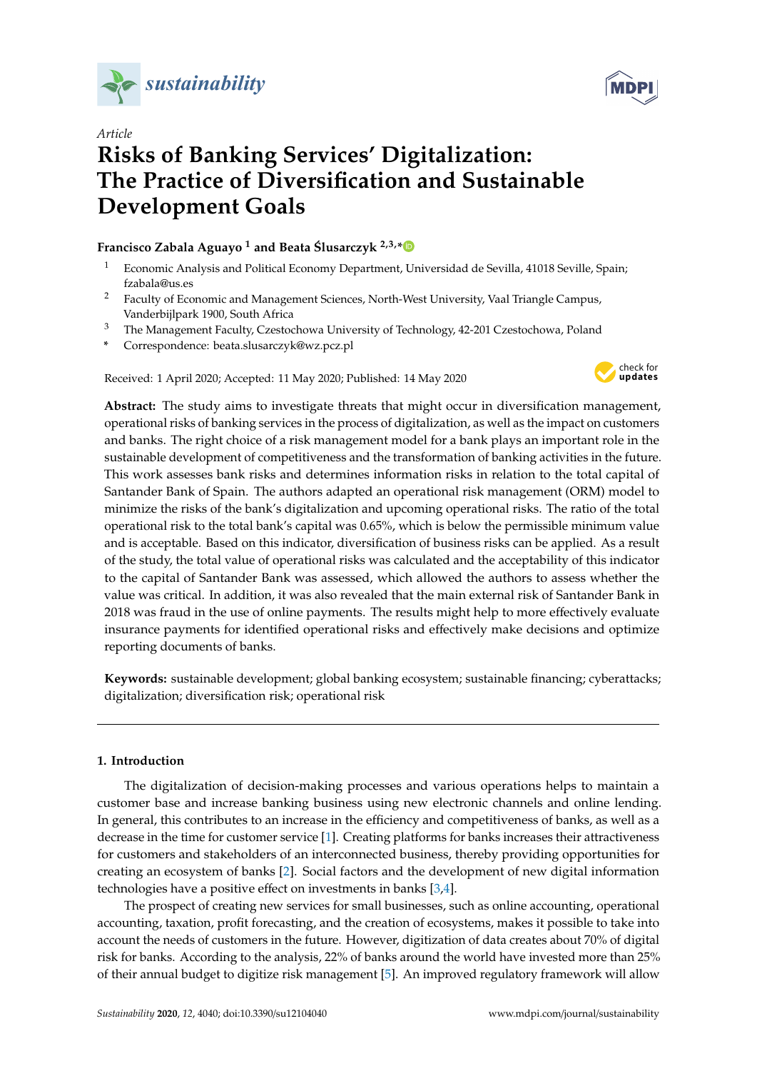*Article*

# Risks of Banking Services' Digitalization: The Practice of Diversification and Sustainable Development Goals

**Francisco Zabala Aguayo [1] and Beata Ślusarczyk [2,3,*]**

[1] Economic Analysis and Political Economy Department, Universidad de Sevilla, 41018 Seville, Spain; fzabala@us.es

[2] Faculty of Economic and Management Sciences, North-West University, Vaal Triangle Campus, Vanderbijlpark 1900, South Africa

[3] The Management Faculty, Czestochowa University of Technology, 42-201 Czestochowa, Poland

[*] Correspondence: beata.slusarczyk@wz.pcz.pl

Received: 1 April 2020; Accepted: 11 May 2020; Published: 14 May 2020

**Abstract:** The study aims to investigate threats that might occur in diversification management, operational risks of banking services in the process of digitalization, as well as the impact on customers and banks. The right choice of a risk management model for a bank plays an important role in the sustainable development of competitiveness and the transformation of banking activities in the future. This work assesses bank risks and determines information risks in relation to the total capital of Santander Bank of Spain. The authors adapted an operational risk management (ORM) model to minimize the risks of the bank's digitalization and upcoming operational risks. The ratio of the total operational risk to the total bank's capital was 0.65%, which is below the permissible minimum value and is acceptable. Based on this indicator, diversification of business risks can be applied. As a result of the study, the total value of operational risks was calculated and the acceptability of this indicator to the capital of Santander Bank was assessed, which allowed the authors to assess whether the value was critical. In addition, it was also revealed that the main external risk of Santander Bank in 2018 was fraud in the use of online payments. The results might help to more effectively evaluate insurance payments for identified operational risks and effectively make decisions and optimize reporting documents of banks.

**Keywords:** sustainable development; global banking ecosystem; sustainable financing; cyberattacks; digitalization; diversification risk; operational risk

## 1. Introduction

The digitalization of decision-making processes and various operations helps to maintain a customer base and increase banking business using new electronic channels and online lending. In general, this contributes to an increase in the efficiency and competitiveness of banks, as well as a decrease in the time for customer service [1]. Creating platforms for banks increases their attractiveness for customers and stakeholders of an interconnected business, thereby providing opportunities for creating an ecosystem of banks [2]. Social factors and the development of new digital information technologies have a positive effect on investments in banks [3,4].

The prospect of creating new services for small businesses, such as online accounting, operational accounting, taxation, profit forecasting, and the creation of ecosystems, makes it possible to take into account the needs of customers in the future. However, digitization of data creates about 70% of digital risk for banks. According to the analysis, 22% of banks around the world have invested more than 25% of their annual budget to digitize risk management [5]. An improved regulatory framework will allow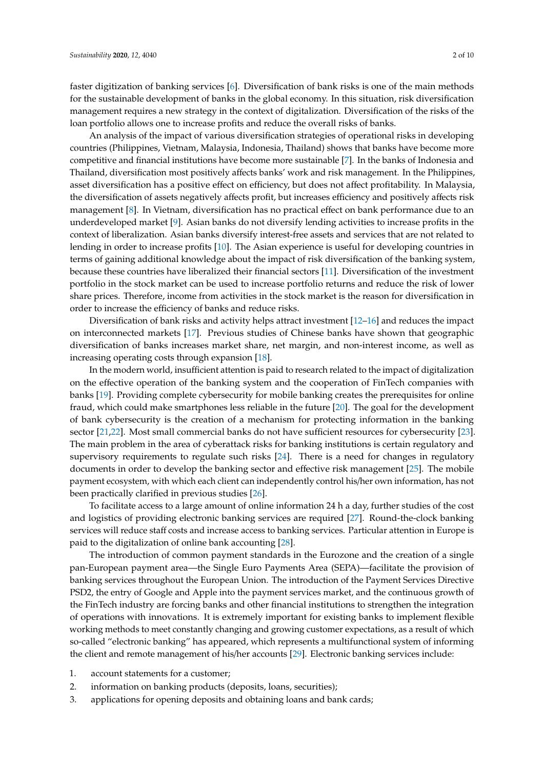faster digitization of banking services [6]. Diversification of bank risks is one of the main methods for the sustainable development of banks in the global economy. In this situation, risk diversification management requires a new strategy in the context of digitalization. Diversification of the risks of the loan portfolio allows one to increase profits and reduce the overall risks of banks.

An analysis of the impact of various diversification strategies of operational risks in developing countries (Philippines, Vietnam, Malaysia, Indonesia, Thailand) shows that banks have become more competitive and financial institutions have become more sustainable [7]. In the banks of Indonesia and Thailand, diversification most positively affects banks' work and risk management. In the Philippines, asset diversification has a positive effect on efficiency, but does not affect profitability. In Malaysia, the diversification of assets negatively affects profit, but increases efficiency and positively affects risk management [8]. In Vietnam, diversification has no practical effect on bank performance due to an underdeveloped market [9]. Asian banks do not diversify lending activities to increase profits in the context of liberalization. Asian banks diversify interest-free assets and services that are not related to lending in order to increase profits [10]. The Asian experience is useful for developing countries in terms of gaining additional knowledge about the impact of risk diversification of the banking system, because these countries have liberalized their financial sectors [11]. Diversification of the investment portfolio in the stock market can be used to increase portfolio returns and reduce the risk of lower share prices. Therefore, income from activities in the stock market is the reason for diversification in order to increase the efficiency of banks and reduce risks.

Diversification of bank risks and activity helps attract investment [12–16] and reduces the impact on interconnected markets [17]. Previous studies of Chinese banks have shown that geographic diversification of banks increases market share, net margin, and non-interest income, as well as increasing operating costs through expansion [18].

In the modern world, insufficient attention is paid to research related to the impact of digitalization on the effective operation of the banking system and the cooperation of FinTech companies with banks [19]. Providing complete cybersecurity for mobile banking creates the prerequisites for online fraud, which could make smartphones less reliable in the future [20]. The goal for the development of bank cybersecurity is the creation of a mechanism for protecting information in the banking sector [21,22]. Most small commercial banks do not have sufficient resources for cybersecurity [23]. The main problem in the area of cyberattack risks for banking institutions is certain regulatory and supervisory requirements to regulate such risks [24]. There is a need for changes in regulatory documents in order to develop the banking sector and effective risk management [25]. The mobile payment ecosystem, with which each client can independently control his/her own information, has not been practically clarified in previous studies [26].

To facilitate access to a large amount of online information 24 h a day, further studies of the cost and logistics of providing electronic banking services are required [27]. Round-the-clock banking services will reduce staff costs and increase access to banking services. Particular attention in Europe is paid to the digitalization of online bank accounting [28].

The introduction of common payment standards in the Eurozone and the creation of a single pan-European payment area—the Single Euro Payments Area (SEPA)—facilitate the provision of banking services throughout the European Union. The introduction of the Payment Services Directive PSD2, the entry of Google and Apple into the payment services market, and the continuous growth of the FinTech industry are forcing banks and other financial institutions to strengthen the integration of operations with innovations. It is extremely important for existing banks to implement flexible working methods to meet constantly changing and growing customer expectations, as a result of which so-called "electronic banking" has appeared, which represents a multifunctional system of informing the client and remote management of his/her accounts [29]. Electronic banking services include:

1. account statements for a customer;
2. information on banking products (deposits, loans, securities);
3. applications for opening deposits and obtaining loans and bank cards;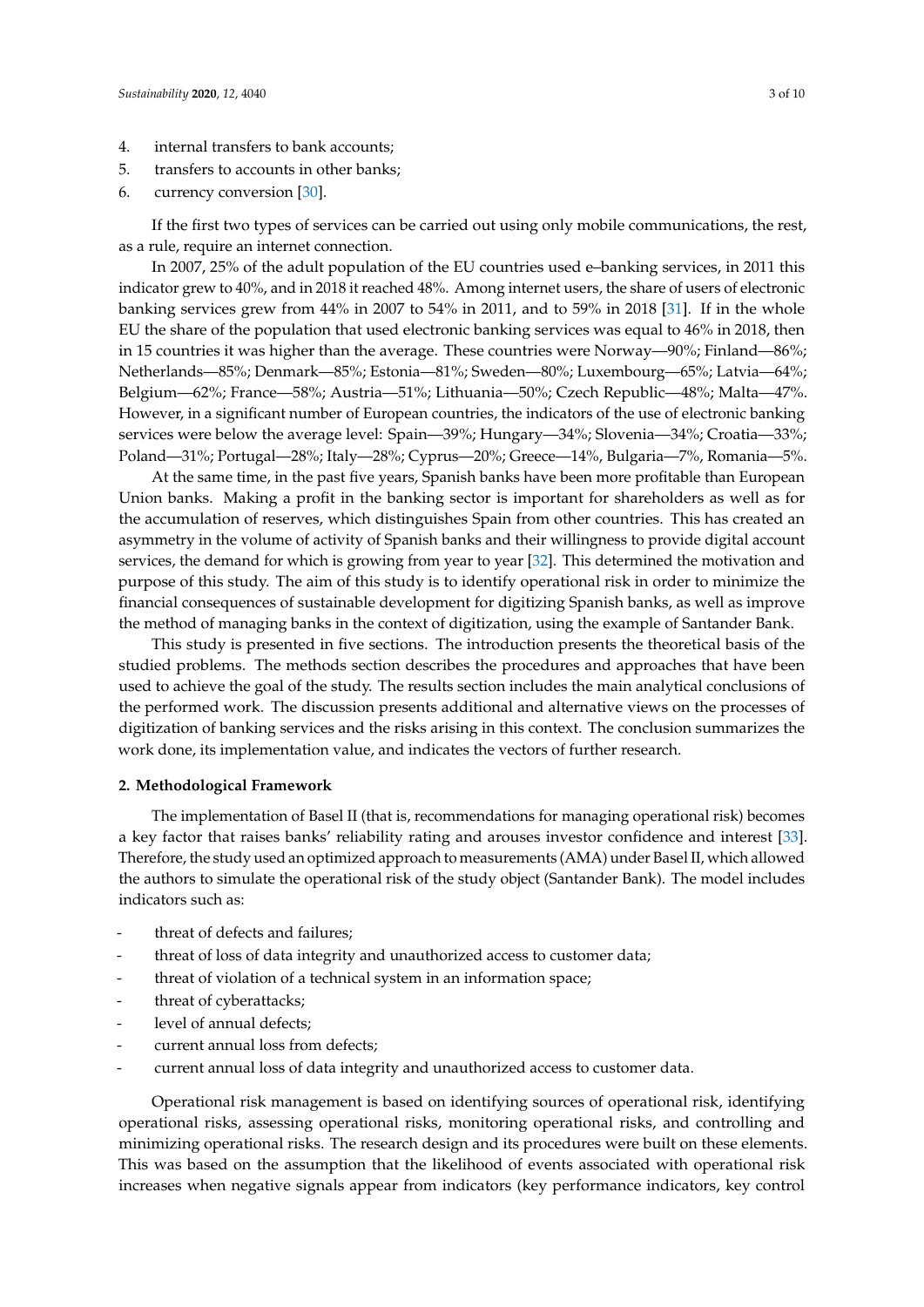4. internal transfers to bank accounts;
5. transfers to accounts in other banks;
6. currency conversion [30].

If the first two types of services can be carried out using only mobile communications, the rest, as a rule, require an internet connection.

In 2007, 25% of the adult population of the EU countries used e–banking services, in 2011 this indicator grew to 40%, and in 2018 it reached 48%. Among internet users, the share of users of electronic banking services grew from 44% in 2007 to 54% in 2011, and to 59% in 2018 [31]. If in the whole EU the share of the population that used electronic banking services was equal to 46% in 2018, then in 15 countries it was higher than the average. These countries were Norway—90%; Finland—86%; Netherlands—85%; Denmark—85%; Estonia—81%; Sweden—80%; Luxembourg—65%; Latvia—64%; Belgium—62%; France—58%; Austria—51%; Lithuania—50%; Czech Republic—48%; Malta—47%. However, in a significant number of European countries, the indicators of the use of electronic banking services were below the average level: Spain—39%; Hungary—34%; Slovenia—34%; Croatia—33%; Poland—31%; Portugal—28%; Italy—28%; Cyprus—20%; Greece—14%, Bulgaria—7%, Romania—5%.

At the same time, in the past five years, Spanish banks have been more profitable than European Union banks. Making a profit in the banking sector is important for shareholders as well as for the accumulation of reserves, which distinguishes Spain from other countries. This has created an asymmetry in the volume of activity of Spanish banks and their willingness to provide digital account services, the demand for which is growing from year to year [32]. This determined the motivation and purpose of this study. The aim of this study is to identify operational risk in order to minimize the financial consequences of sustainable development for digitizing Spanish banks, as well as improve the method of managing banks in the context of digitization, using the example of Santander Bank.

This study is presented in five sections. The introduction presents the theoretical basis of the studied problems. The methods section describes the procedures and approaches that have been used to achieve the goal of the study. The results section includes the main analytical conclusions of the performed work. The discussion presents additional and alternative views on the processes of digitization of banking services and the risks arising in this context. The conclusion summarizes the work done, its implementation value, and indicates the vectors of further research.

## 2. Methodological Framework

The implementation of Basel II (that is, recommendations for managing operational risk) becomes a key factor that raises banks' reliability rating and arouses investor confidence and interest [33]. Therefore, the study used an optimized approach to measurements (AMA) under Basel II, which allowed the authors to simulate the operational risk of the study object (Santander Bank). The model includes indicators such as:

- threat of defects and failures;
- threat of loss of data integrity and unauthorized access to customer data;
- threat of violation of a technical system in an information space;
- threat of cyberattacks;
- level of annual defects;
- current annual loss from defects;
- current annual loss of data integrity and unauthorized access to customer data.

Operational risk management is based on identifying sources of operational risk, identifying operational risks, assessing operational risks, monitoring operational risks, and controlling and minimizing operational risks. The research design and its procedures were built on these elements. This was based on the assumption that the likelihood of events associated with operational risk increases when negative signals appear from indicators (key performance indicators, key control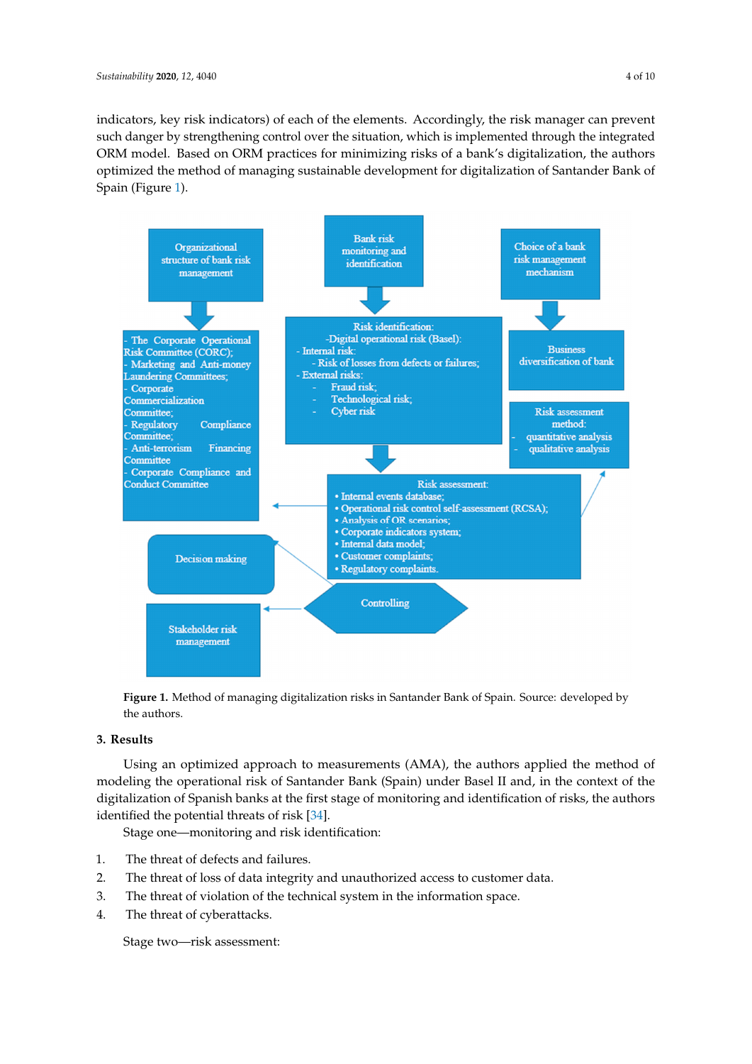indicators, key risk indicators) of each of the elements. Accordingly, the risk manager can prevent such danger by strengthening control over the situation, which is implemented through the integrated ORM model. Based on ORM practices for minimizing risks of a bank's digitalization, the authors optimized the method of managing sustainable development for digitalization of Santander Bank of Spain (Figure 1).

Organizational structure of bank risk management

- The Corporate Operational Risk Committee (CORC);
- Marketing and Anti-money Laundering Committees;
- Corporate Commercialization Committee;
- Regulatory Compliance Committee;
- Anti-terrorism Financing Committee
- Corporate Compliance and Conduct Committee

Bank risk monitoring and identification

Risk identification:
-Digital operational risk (Basel):
- Internal risk:
  - Risk of losses from defects or failures;
- External risks:
  - Fraud risk;
  - Technological risk;
  - Cyber risk

Choice of a bank risk management mechanism

Business diversification of bank

Risk assessment method:
- quantitative analysis
- qualitative analysis

Risk assessment:
• Internal events database;
• Operational risk control self-assessment (RCSA);
• Analysis of OR scenarios;
• Corporate indicators system;
• Internal data model;
• Customer complaints;
• Regulatory complaints.

Decision making

Controlling

Stakeholder risk management

**Figure 1.** Method of managing digitalization risks in Santander Bank of Spain. Source: developed by the authors.

## 3. Results

Using an optimized approach to measurements (AMA), the authors applied the method of modeling the operational risk of Santander Bank (Spain) under Basel II and, in the context of the digitalization of Spanish banks at the first stage of monitoring and identification of risks, the authors identified the potential threats of risk [34].

Stage one—monitoring and risk identification:

1. The threat of defects and failures.
2. The threat of loss of data integrity and unauthorized access to customer data.
3. The threat of violation of the technical system in the information space.
4. The threat of cyberattacks.

Stage two—risk assessment: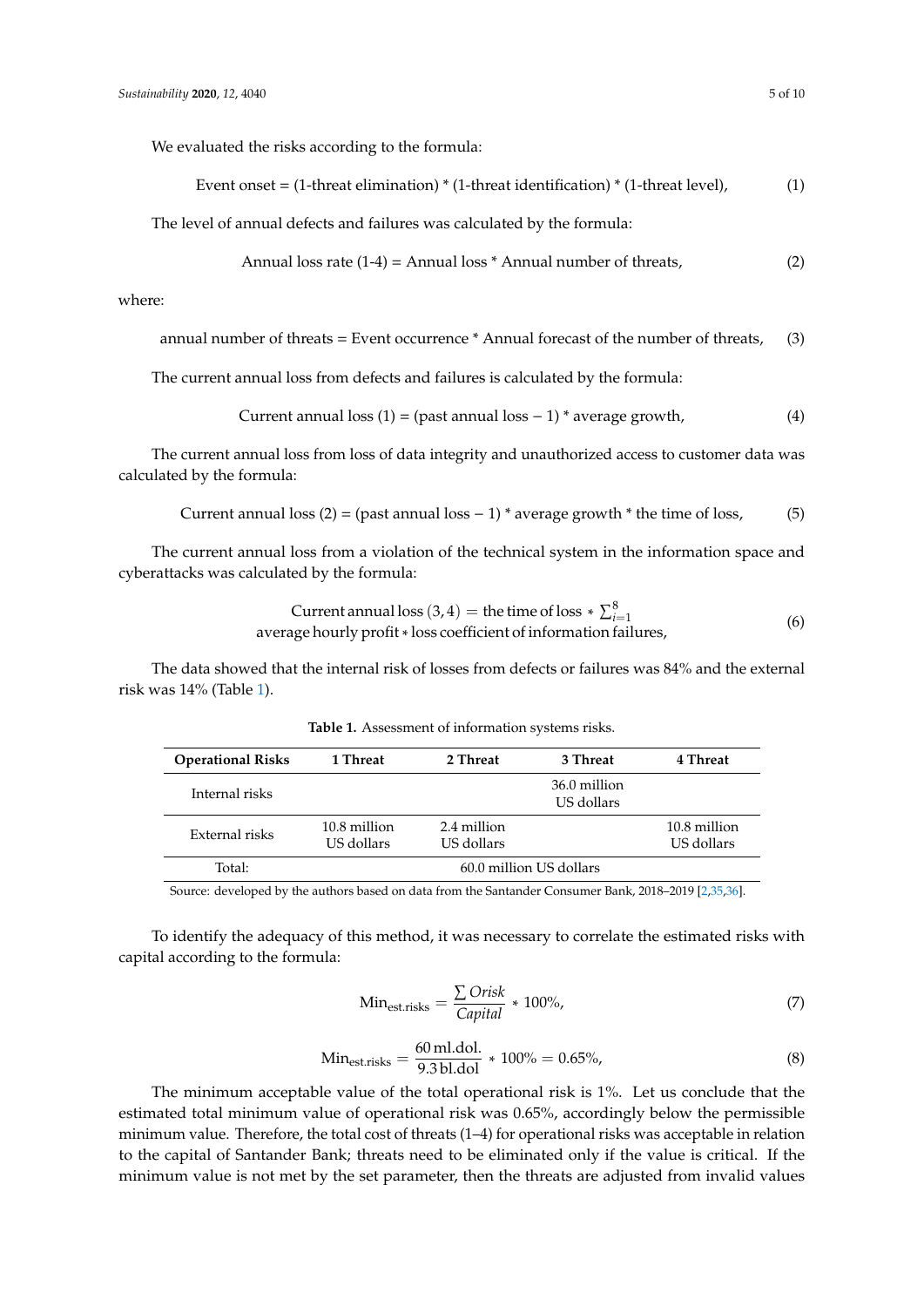We evaluated the risks according to the formula:

$$\text{Event onset} = (1\text{-threat elimination}) * (1\text{-threat identification}) * (1\text{-threat level}), \tag{1}$$

The level of annual defects and failures was calculated by the formula:

$$\text{Annual loss rate (1-4)} = \text{Annual loss} * \text{Annual number of threats}, \tag{2}$$

where:

$$\text{annual number of threats} = \text{Event occurrence} * \text{Annual forecast of the number of threats}, \tag{3}$$

The current annual loss from defects and failures is calculated by the formula:

$$\text{Current annual loss (1)} = (\text{past annual loss} - 1) * \text{average growth}, \tag{4}$$

The current annual loss from loss of data integrity and unauthorized access to customer data was calculated by the formula:

$$\text{Current annual loss (2)} = (\text{past annual loss} - 1) * \text{average growth} * \text{the time of loss}, \tag{5}$$

The current annual loss from a violation of the technical system in the information space and cyberattacks was calculated by the formula:

$$\text{Current annual loss}\,(3,4) = \text{the time of loss} * \sum_{i=1}^{8} \text{average hourly profit} * \text{loss coefficient of information failures}, \tag{6}$$

The data showed that the internal risk of losses from defects or failures was 84% and the external risk was 14% (Table 1).

**Table 1.** Assessment of information systems risks.

| Operational Risks | 1 Threat | 2 Threat | 3 Threat | 4 Threat |
|---|---|---|---|---|
| Internal risks | | | 36.0 million US dollars | |
| External risks | 10.8 million US dollars | 2.4 million US dollars | | 10.8 million US dollars |
| Total: | 60.0 million US dollars | | | |

Source: developed by the authors based on data from the Santander Consumer Bank, 2018–2019 [2,35,36].

To identify the adequacy of this method, it was necessary to correlate the estimated risks with capital according to the formula:

$$\text{Min}_{\text{est.risks}} = \frac{\sum Orisk}{Capital} * 100\%, \tag{7}$$

$$\text{Min}_{\text{est.risks}} = \frac{60\,\text{ml.dol.}}{9.3\,\text{bl.dol}} * 100\% = 0.65\%, \tag{8}$$

The minimum acceptable value of the total operational risk is 1%. Let us conclude that the estimated total minimum value of operational risk was 0.65%, accordingly below the permissible minimum value. Therefore, the total cost of threats (1–4) for operational risks was acceptable in relation to the capital of Santander Bank; threats need to be eliminated only if the value is critical. If the minimum value is not met by the set parameter, then the threats are adjusted from invalid values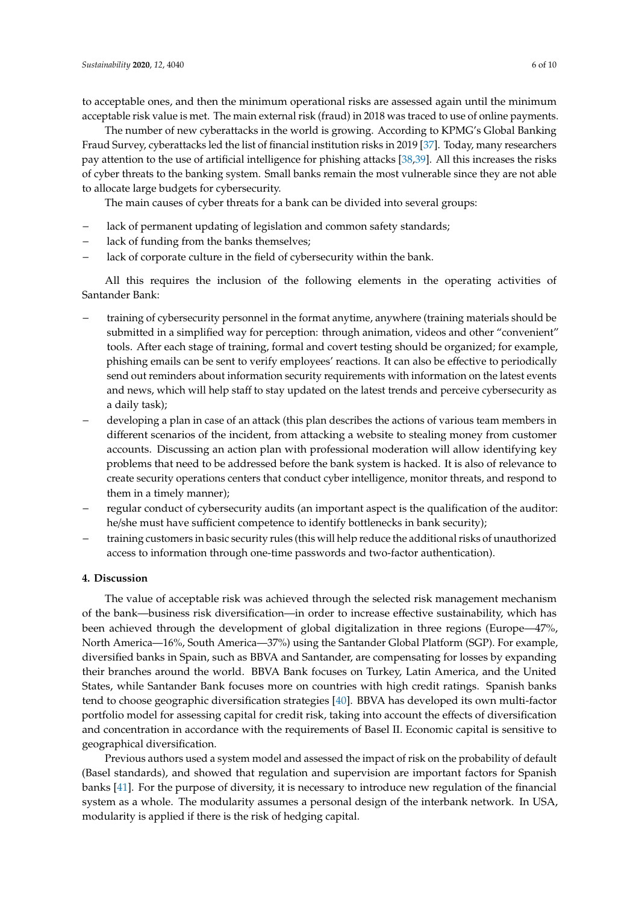to acceptable ones, and then the minimum operational risks are assessed again until the minimum acceptable risk value is met. The main external risk (fraud) in 2018 was traced to use of online payments.

The number of new cyberattacks in the world is growing. According to KPMG's Global Banking Fraud Survey, cyberattacks led the list of financial institution risks in 2019 [37]. Today, many researchers pay attention to the use of artificial intelligence for phishing attacks [38,39]. All this increases the risks of cyber threats to the banking system. Small banks remain the most vulnerable since they are not able to allocate large budgets for cybersecurity.

The main causes of cyber threats for a bank can be divided into several groups:

- lack of permanent updating of legislation and common safety standards;
- lack of funding from the banks themselves;
- lack of corporate culture in the field of cybersecurity within the bank.

All this requires the inclusion of the following elements in the operating activities of Santander Bank:

- training of cybersecurity personnel in the format anytime, anywhere (training materials should be submitted in a simplified way for perception: through animation, videos and other "convenient" tools. After each stage of training, formal and covert testing should be organized; for example, phishing emails can be sent to verify employees' reactions. It can also be effective to periodically send out reminders about information security requirements with information on the latest events and news, which will help staff to stay updated on the latest trends and perceive cybersecurity as a daily task);
- developing a plan in case of an attack (this plan describes the actions of various team members in different scenarios of the incident, from attacking a website to stealing money from customer accounts. Discussing an action plan with professional moderation will allow identifying key problems that need to be addressed before the bank system is hacked. It is also of relevance to create security operations centers that conduct cyber intelligence, monitor threats, and respond to them in a timely manner);
- regular conduct of cybersecurity audits (an important aspect is the qualification of the auditor: he/she must have sufficient competence to identify bottlenecks in bank security);
- training customers in basic security rules (this will help reduce the additional risks of unauthorized access to information through one-time passwords and two-factor authentication).

## 4. Discussion

The value of acceptable risk was achieved through the selected risk management mechanism of the bank—business risk diversification—in order to increase effective sustainability, which has been achieved through the development of global digitalization in three regions (Europe—47%, North America—16%, South America—37%) using the Santander Global Platform (SGP). For example, diversified banks in Spain, such as BBVA and Santander, are compensating for losses by expanding their branches around the world. BBVA Bank focuses on Turkey, Latin America, and the United States, while Santander Bank focuses more on countries with high credit ratings. Spanish banks tend to choose geographic diversification strategies [40]. BBVA has developed its own multi-factor portfolio model for assessing capital for credit risk, taking into account the effects of diversification and concentration in accordance with the requirements of Basel II. Economic capital is sensitive to geographical diversification.

Previous authors used a system model and assessed the impact of risk on the probability of default (Basel standards), and showed that regulation and supervision are important factors for Spanish banks [41]. For the purpose of diversity, it is necessary to introduce new regulation of the financial system as a whole. The modularity assumes a personal design of the interbank network. In USA, modularity is applied if there is the risk of hedging capital.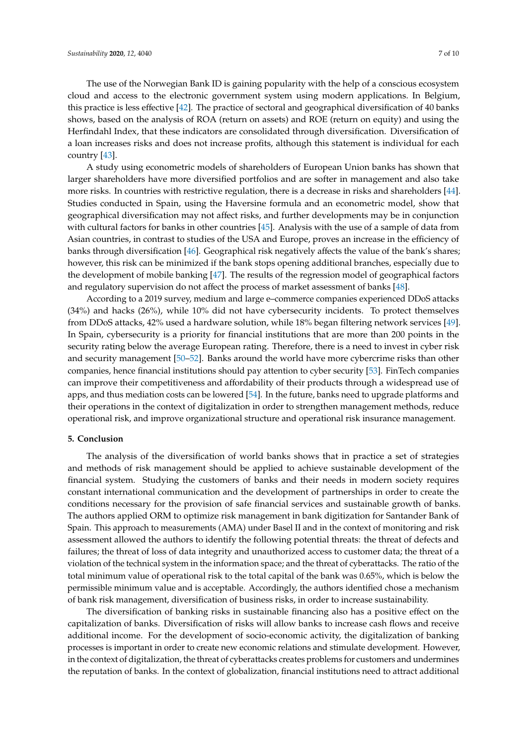The use of the Norwegian Bank ID is gaining popularity with the help of a conscious ecosystem cloud and access to the electronic government system using modern applications. In Belgium, this practice is less effective [42]. The practice of sectoral and geographical diversification of 40 banks shows, based on the analysis of ROA (return on assets) and ROE (return on equity) and using the Herfindahl Index, that these indicators are consolidated through diversification. Diversification of a loan increases risks and does not increase profits, although this statement is individual for each country [43].

A study using econometric models of shareholders of European Union banks has shown that larger shareholders have more diversified portfolios and are softer in management and also take more risks. In countries with restrictive regulation, there is a decrease in risks and shareholders [44]. Studies conducted in Spain, using the Haversine formula and an econometric model, show that geographical diversification may not affect risks, and further developments may be in conjunction with cultural factors for banks in other countries [45]. Analysis with the use of a sample of data from Asian countries, in contrast to studies of the USA and Europe, proves an increase in the efficiency of banks through diversification [46]. Geographical risk negatively affects the value of the bank's shares; however, this risk can be minimized if the bank stops opening additional branches, especially due to the development of mobile banking [47]. The results of the regression model of geographical factors and regulatory supervision do not affect the process of market assessment of banks [48].

According to a 2019 survey, medium and large e–commerce companies experienced DDoS attacks (34%) and hacks (26%), while 10% did not have cybersecurity incidents. To protect themselves from DDoS attacks, 42% used a hardware solution, while 18% began filtering network services [49]. In Spain, cybersecurity is a priority for financial institutions that are more than 200 points in the security rating below the average European rating. Therefore, there is a need to invest in cyber risk and security management [50–52]. Banks around the world have more cybercrime risks than other companies, hence financial institutions should pay attention to cyber security [53]. FinTech companies can improve their competitiveness and affordability of their products through a widespread use of apps, and thus mediation costs can be lowered [54]. In the future, banks need to upgrade platforms and their operations in the context of digitalization in order to strengthen management methods, reduce operational risk, and improve organizational structure and operational risk insurance management.

## 5. Conclusion

The analysis of the diversification of world banks shows that in practice a set of strategies and methods of risk management should be applied to achieve sustainable development of the financial system. Studying the customers of banks and their needs in modern society requires constant international communication and the development of partnerships in order to create the conditions necessary for the provision of safe financial services and sustainable growth of banks. The authors applied ORM to optimize risk management in bank digitization for Santander Bank of Spain. This approach to measurements (AMA) under Basel II and in the context of monitoring and risk assessment allowed the authors to identify the following potential threats: the threat of defects and failures; the threat of loss of data integrity and unauthorized access to customer data; the threat of a violation of the technical system in the information space; and the threat of cyberattacks. The ratio of the total minimum value of operational risk to the total capital of the bank was 0.65%, which is below the permissible minimum value and is acceptable. Accordingly, the authors identified chose a mechanism of bank risk management, diversification of business risks, in order to increase sustainability.

The diversification of banking risks in sustainable financing also has a positive effect on the capitalization of banks. Diversification of risks will allow banks to increase cash flows and receive additional income. For the development of socio-economic activity, the digitalization of banking processes is important in order to create new economic relations and stimulate development. However, in the context of digitalization, the threat of cyberattacks creates problems for customers and undermines the reputation of banks. In the context of globalization, financial institutions need to attract additional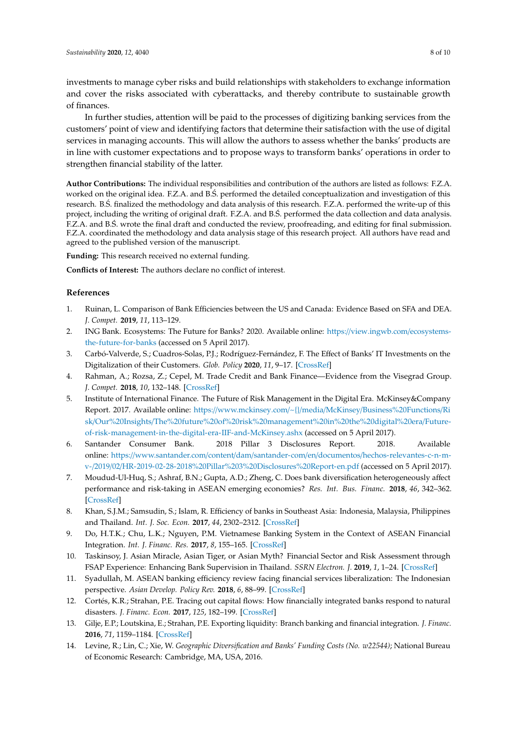investments to manage cyber risks and build relationships with stakeholders to exchange information and cover the risks associated with cyberattacks, and thereby contribute to sustainable growth of finances.

In further studies, attention will be paid to the processes of digitizing banking services from the customers' point of view and identifying factors that determine their satisfaction with the use of digital services in managing accounts. This will allow the authors to assess whether the banks' products are in line with customer expectations and to propose ways to transform banks' operations in order to strengthen financial stability of the latter.

**Author Contributions:** The individual responsibilities and contribution of the authors are listed as follows: F.Z.A. worked on the original idea. F.Z.A. and B.Ś. performed the detailed conceptualization and investigation of this research. B.Ś. finalized the methodology and data analysis of this research. F.Z.A. performed the write-up of this project, including the writing of original draft. F.Z.A. and B.Ś. performed the data collection and data analysis. F.Z.A. and B.Ś. wrote the final draft and conducted the review, proofreading, and editing for final submission. F.Z.A. coordinated the methodology and data analysis stage of this research project. All authors have read and agreed to the published version of the manuscript.

**Funding:** This research received no external funding.

**Conflicts of Interest:** The authors declare no conflict of interest.

## References

1. Ruinan, L. Comparison of Bank Efficiencies between the US and Canada: Evidence Based on SFA and DEA. *J. Compet.* **2019**, *11*, 113–129.
2. ING Bank. Ecosystems: The Future for Banks? 2020. Available online: https://view.ingwb.com/ecosystems-the-future-for-banks (accessed on 5 April 2017).
3. Carbó-Valverde, S.; Cuadros-Solas, P.J.; Rodríguez-Fernández, F. The Effect of Banks' IT Investments on the Digitalization of their Customers. *Glob. Policy* **2020**, *11*, 9–17. [CrossRef]
4. Rahman, A.; Rozsa, Z.; Cepel, M. Trade Credit and Bank Finance—Evidence from the Visegrad Group. *J. Compet.* **2018**, *10*, 132–148. [CrossRef]
5. Institute of International Finance. The Future of Risk Management in the Digital Era. McKinsey&Company Report. 2017. Available online: https://www.mckinsey.com/~{}/media/McKinsey/Business%20Functions/Risk/Our%20Insights/The%20future%20of%20risk%20management%20in%20the%20digital%20era/Future-of-risk-management-in-the-digital-era-IIF-and-McKinsey.ashx (accessed on 5 April 2017).
6. Santander Consumer Bank. 2018 Pillar 3 Disclosures Report. 2018. Available online: https://www.santander.com/content/dam/santander-com/en/documentos/hechos-relevantes-c-n-m-v-/2019/02/HR-2019-02-28-2018%20Pillar%203%20Disclosures%20Report-en.pdf (accessed on 5 April 2017).
7. Moudud-Ul-Huq, S.; Ashraf, B.N.; Gupta, A.D.; Zheng, C. Does bank diversification heterogeneously affect performance and risk-taking in ASEAN emerging economies? *Res. Int. Bus. Financ.* **2018**, *46*, 342–362. [CrossRef]
8. Khan, S.J.M.; Samsudin, S.; Islam, R. Efficiency of banks in Southeast Asia: Indonesia, Malaysia, Philippines and Thailand. *Int. J. Soc. Econ.* **2017**, *44*, 2302–2312. [CrossRef]
9. Do, H.T.K.; Chu, L.K.; Nguyen, P.M. Vietnamese Banking System in the Context of ASEAN Financial Integration. *Int. J. Financ. Res.* **2017**, *8*, 155–165. [CrossRef]
10. Taskinsoy, J. Asian Miracle, Asian Tiger, or Asian Myth? Financial Sector and Risk Assessment through FSAP Experience: Enhancing Bank Supervision in Thailand. *SSRN Electron. J.* **2019**, *1*, 1–24. [CrossRef]
11. Syadullah, M. ASEAN banking efficiency review facing financial services liberalization: The Indonesian perspective. *Asian Develop. Policy Rev.* **2018**, *6*, 88–99. [CrossRef]
12. Cortés, K.R.; Strahan, P.E. Tracing out capital flows: How financially integrated banks respond to natural disasters. *J. Financ. Econ.* **2017**, *125*, 182–199. [CrossRef]
13. Gilje, E.P.; Loutskina, E.; Strahan, P.E. Exporting liquidity: Branch banking and financial integration. *J. Financ.* **2016**, *71*, 1159–1184. [CrossRef]
14. Levine, R.; Lin, C.; Xie, W. *Geographic Diversification and Banks' Funding Costs (No. w22544)*; National Bureau of Economic Research: Cambridge, MA, USA, 2016.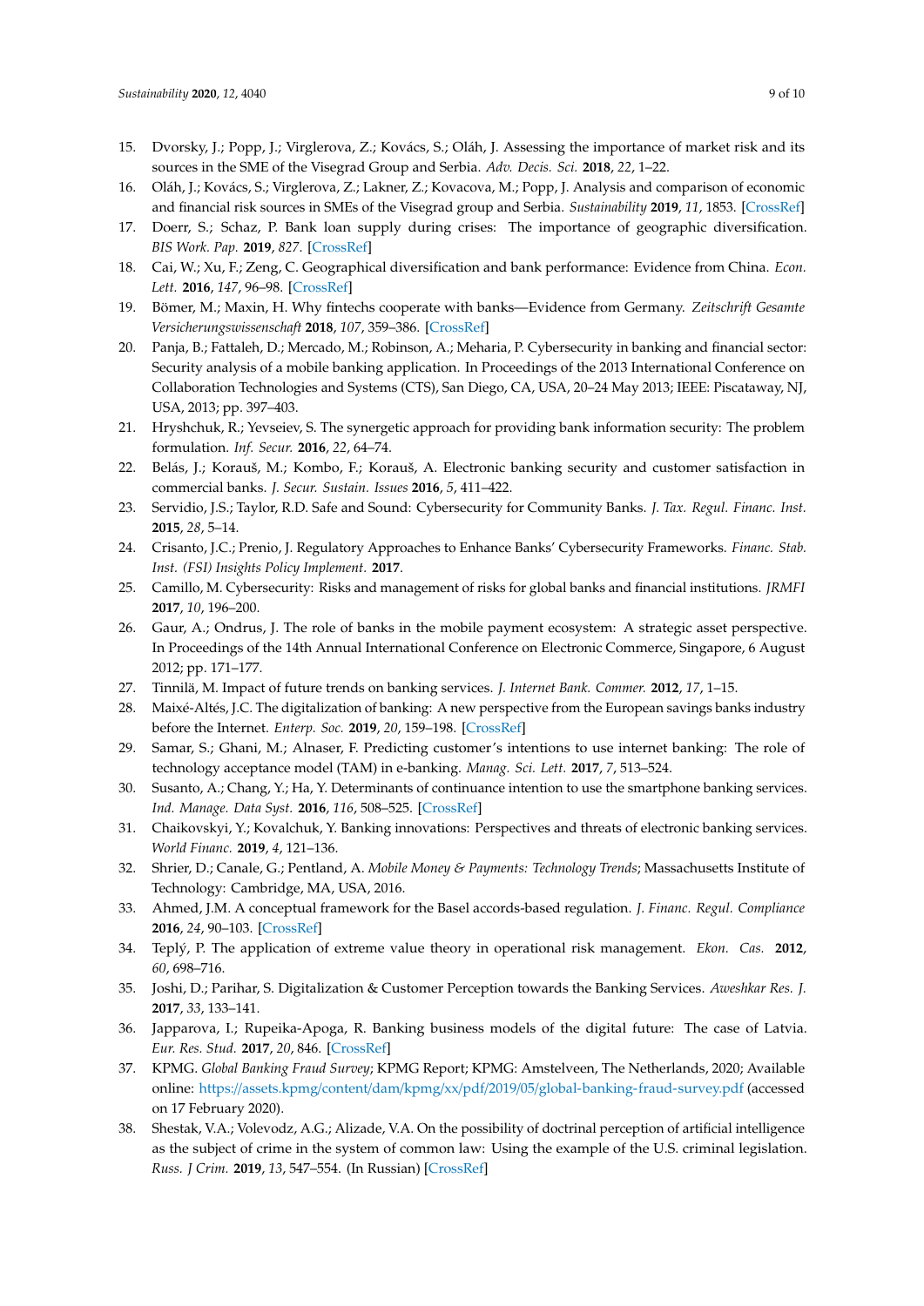15. Dvorsky, J.; Popp, J.; Virglerova, Z.; Kovács, S.; Oláh, J. Assessing the importance of market risk and its sources in the SME of the Visegrad Group and Serbia. *Adv. Decis. Sci.* **2018**, *22*, 1–22.
16. Oláh, J.; Kovács, S.; Virglerova, Z.; Lakner, Z.; Kovacova, M.; Popp, J. Analysis and comparison of economic and financial risk sources in SMEs of the Visegrad group and Serbia. *Sustainability* **2019**, *11*, 1853. [CrossRef]
17. Doerr, S.; Schaz, P. Bank loan supply during crises: The importance of geographic diversification. *BIS Work. Pap.* **2019**, *827*. [CrossRef]
18. Cai, W.; Xu, F.; Zeng, C. Geographical diversification and bank performance: Evidence from China. *Econ. Lett.* **2016**, *147*, 96–98. [CrossRef]
19. Bömer, M.; Maxin, H. Why fintechs cooperate with banks—Evidence from Germany. *Zeitschrift Gesamte Versicherungswissenschaft* **2018**, *107*, 359–386. [CrossRef]
20. Panja, B.; Fattaleh, D.; Mercado, M.; Robinson, A.; Meharia, P. Cybersecurity in banking and financial sector: Security analysis of a mobile banking application. In Proceedings of the 2013 International Conference on Collaboration Technologies and Systems (CTS), San Diego, CA, USA, 20–24 May 2013; IEEE: Piscataway, NJ, USA, 2013; pp. 397–403.
21. Hryshchuk, R.; Yevseiev, S. The synergetic approach for providing bank information security: The problem formulation. *Inf. Secur.* **2016**, *22*, 64–74.
22. Belás, J.; Korauš, M.; Kombo, F.; Korauš, A. Electronic banking security and customer satisfaction in commercial banks. *J. Secur. Sustain. Issues* **2016**, *5*, 411–422.
23. Servidio, J.S.; Taylor, R.D. Safe and Sound: Cybersecurity for Community Banks. *J. Tax. Regul. Financ. Inst.* **2015**, *28*, 5–14.
24. Crisanto, J.C.; Prenio, J. Regulatory Approaches to Enhance Banks' Cybersecurity Frameworks. *Financ. Stab. Inst. (FSI) Insights Policy Implement.* **2017**.
25. Camillo, M. Cybersecurity: Risks and management of risks for global banks and financial institutions. *JRMFI* **2017**, *10*, 196–200.
26. Gaur, A.; Ondrus, J. The role of banks in the mobile payment ecosystem: A strategic asset perspective. In Proceedings of the 14th Annual International Conference on Electronic Commerce, Singapore, 6 August 2012; pp. 171–177.
27. Tinnilä, M. Impact of future trends on banking services. *J. Internet Bank. Commer.* **2012**, *17*, 1–15.
28. Maixé-Altés, J.C. The digitalization of banking: A new perspective from the European savings banks industry before the Internet. *Enterp. Soc.* **2019**, *20*, 159–198. [CrossRef]
29. Samar, S.; Ghani, M.; Alnaser, F. Predicting customer's intentions to use internet banking: The role of technology acceptance model (TAM) in e-banking. *Manag. Sci. Lett.* **2017**, *7*, 513–524.
30. Susanto, A.; Chang, Y.; Ha, Y. Determinants of continuance intention to use the smartphone banking services. *Ind. Manage. Data Syst.* **2016**, *116*, 508–525. [CrossRef]
31. Chaikovskyi, Y.; Kovalchuk, Y. Banking innovations: Perspectives and threats of electronic banking services. *World Financ.* **2019**, *4*, 121–136.
32. Shrier, D.; Canale, G.; Pentland, A. *Mobile Money & Payments: Technology Trends*; Massachusetts Institute of Technology: Cambridge, MA, USA, 2016.
33. Ahmed, J.M. A conceptual framework for the Basel accords-based regulation. *J. Financ. Regul. Compliance* **2016**, *24*, 90–103. [CrossRef]
34. Teplý, P. The application of extreme value theory in operational risk management. *Ekon. Cas.* **2012**, *60*, 698–716.
35. Joshi, D.; Parihar, S. Digitalization & Customer Perception towards the Banking Services. *Aweshkar Res. J.* **2017**, *33*, 133–141.
36. Japparova, I.; Rupeika-Apoga, R. Banking business models of the digital future: The case of Latvia. *Eur. Res. Stud.* **2017**, *20*, 846. [CrossRef]
37. KPMG. *Global Banking Fraud Survey*; KPMG Report; KPMG: Amstelveen, The Netherlands, 2020; Available online: https://assets.kpmg/content/dam/kpmg/xx/pdf/2019/05/global-banking-fraud-survey.pdf (accessed on 17 February 2020).
38. Shestak, V.A.; Volevodz, A.G.; Alizade, V.A. On the possibility of doctrinal perception of artificial intelligence as the subject of crime in the system of common law: Using the example of the U.S. criminal legislation. *Russ. J Crim.* **2019**, *13*, 547–554. (In Russian) [CrossRef]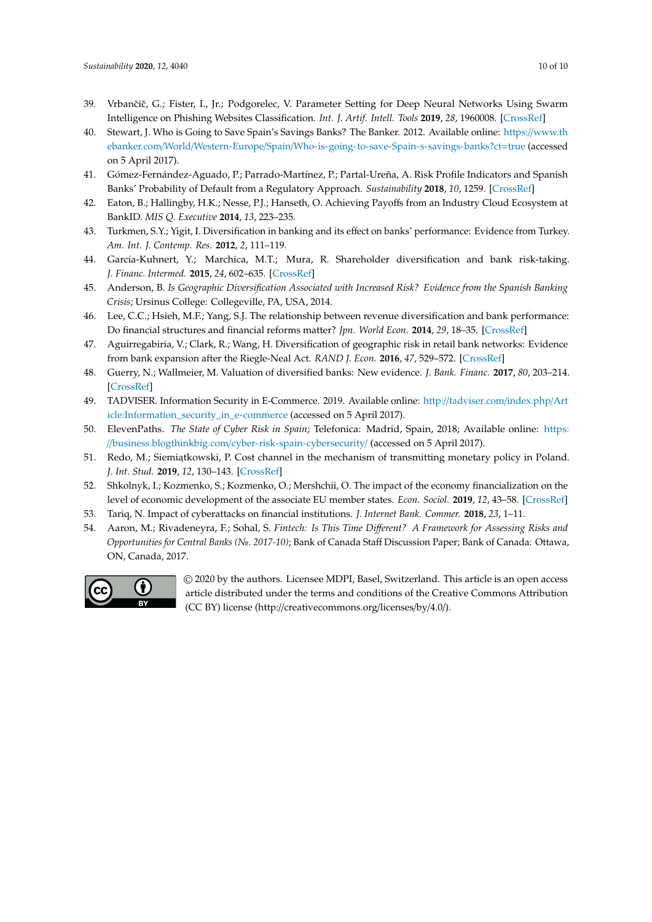39. Vrbančič, G.; Fister, I., Jr.; Podgorelec, V. Parameter Setting for Deep Neural Networks Using Swarm Intelligence on Phishing Websites Classification. *Int. J. Artif. Intell. Tools* **2019**, *28*, 1960008. [CrossRef]
40. Stewart, J. Who is Going to Save Spain's Savings Banks? The Banker. 2012. Available online: https://www.thebanker.com/World/Western-Europe/Spain/Who-is-going-to-save-Spain-s-savings-banks?ct=true (accessed on 5 April 2017).
41. Gómez-Fernández-Aguado, P.; Parrado-Martínez, P.; Partal-Ureña, A. Risk Profile Indicators and Spanish Banks' Probability of Default from a Regulatory Approach. *Sustainability* **2018**, *10*, 1259. [CrossRef]
42. Eaton, B.; Hallingby, H.K.; Nesse, P.J.; Hanseth, O. Achieving Payoffs from an Industry Cloud Ecosystem at BankID. *MIS Q. Executive* **2014**, *13*, 223–235.
43. Turkmen, S.Y.; Yigit, I. Diversification in banking and its effect on banks' performance: Evidence from Turkey. *Am. Int. J. Contemp. Res.* **2012**, *2*, 111–119.
44. García-Kuhnert, Y.; Marchica, M.T.; Mura, R. Shareholder diversification and bank risk-taking. *J. Financ. Intermed.* **2015**, *24*, 602–635. [CrossRef]
45. Anderson, B. *Is Geographic Diversification Associated with Increased Risk? Evidence from the Spanish Banking Crisis*; Ursinus College: Collegeville, PA, USA, 2014.
46. Lee, C.C.; Hsieh, M.F.; Yang, S.J. The relationship between revenue diversification and bank performance: Do financial structures and financial reforms matter? *Jpn. World Econ.* **2014**, *29*, 18–35. [CrossRef]
47. Aguirregabiria, V.; Clark, R.; Wang, H. Diversification of geographic risk in retail bank networks: Evidence from bank expansion after the Riegle-Neal Act. *RAND J. Econ.* **2016**, *47*, 529–572. [CrossRef]
48. Guerry, N.; Wallmeier, M. Valuation of diversified banks: New evidence. *J. Bank. Financ.* **2017**, *80*, 203–214. [CrossRef]
49. TADVISER. Information Security in E-Commerce. 2019. Available online: http://tadviser.com/index.php/Article:Information_security_in_e-commerce (accessed on 5 April 2017).
50. ElevenPaths. *The State of Cyber Risk in Spain*; Telefonica: Madrid, Spain, 2018; Available online: https://business.blogthinkbig.com/cyber-risk-spain-cybersecurity/ (accessed on 5 April 2017).
51. Redo, M.; Siemiątkowski, P. Cost channel in the mechanism of transmitting monetary policy in Poland. *J. Int. Stud.* **2019**, *12*, 130–143. [CrossRef]
52. Shkolnyk, I.; Kozmenko, S.; Kozmenko, O.; Mershchii, O. The impact of the economy financialization on the level of economic development of the associate EU member states. *Econ. Sociol.* **2019**, *12*, 43–58. [CrossRef]
53. Tariq, N. Impact of cyberattacks on financial institutions. *J. Internet Bank. Commer.* **2018**, *23*, 1–11.
54. Aaron, M.; Rivadeneyra, F.; Sohal, S. *Fintech: Is This Time Different? A Framework for Assessing Risks and Opportunities for Central Banks (№. 2017-10)*; Bank of Canada Staff Discussion Paper; Bank of Canada: Ottawa, ON, Canada, 2017.

© 2020 by the authors. Licensee MDPI, Basel, Switzerland. This article is an open access article distributed under the terms and conditions of the Creative Commons Attribution (CC BY) license (http://creativecommons.org/licenses/by/4.0/).